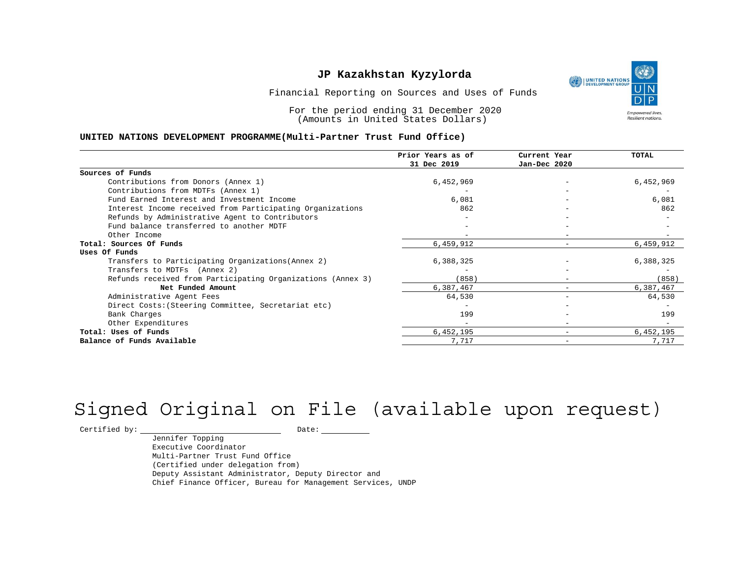# JP Kazakhstan Kyzylorda

Financial Reporting on Sources and Uses of Funds

For the period ending 31 December 2020
(Amounts in United States Dollars)

**UNITED NATIONS DEVELOPMENT PROGRAMME(Multi-Partner Trust Fund Office)**

| | Prior Years as of 31 Dec 2019 | Current Year Jan-Dec 2020 | TOTAL |
|---|---|---|---|
| **Sources of Funds** | | | |
| Contributions from Donors (Annex 1) | 6,452,969 | - | 6,452,969 |
| Contributions from MDTFs (Annex 1) | - | - | - |
| Fund Earned Interest and Investment Income | 6,081 | - | 6,081 |
| Interest Income received from Participating Organizations | 862 | - | 862 |
| Refunds by Administrative Agent to Contributors | - | - | - |
| Fund balance transferred to another MDTF | - | - | - |
| Other Income | - | - | - |
| **Total: Sources Of Funds** | 6,459,912 | - | 6,459,912 |
| **Uses Of Funds** | | | |
| Transfers to Participating Organizations(Annex 2) | 6,388,325 | - | 6,388,325 |
| Transfers to MDTFs (Annex 2) | - | - | - |
| Refunds received from Participating Organizations (Annex 3) | (858) | - | (858) |
| **Net Funded Amount** | 6,387,467 | - | 6,387,467 |
| Administrative Agent Fees | 64,530 | - | 64,530 |
| Direct Costs:(Steering Committee, Secretariat etc) | - | - | - |
| Bank Charges | 199 | - | 199 |
| Other Expenditures | - | - | - |
| **Total: Uses of Funds** | 6,452,195 | - | 6,452,195 |
| **Balance of Funds Available** | 7,717 | - | 7,717 |

Signed Original on File (available upon request)

Certified by: \_\_\_\_\_\_\_\_\_\_\_\_\_\_\_\_\_\_\_\_ Date: \_\_\_\_\_\_\_\_\_\_

Jennifer Topping
Executive Coordinator
Multi-Partner Trust Fund Office
(Certified under delegation from)
Deputy Assistant Administrator, Deputy Director and
Chief Finance Officer, Bureau for Management Services, UNDP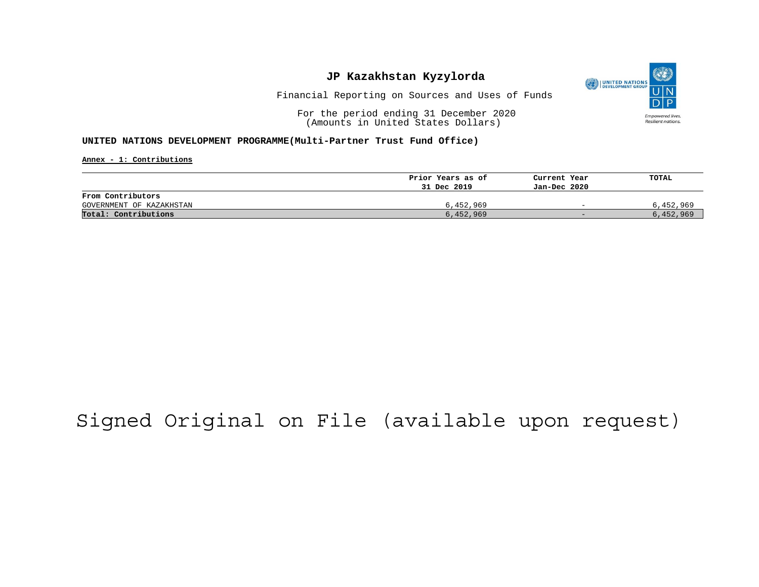# JP Kazakhstan Kyzylorda

Financial Reporting on Sources and Uses of Funds

For the period ending 31 December 2020
(Amounts in United States Dollars)

**UNITED NATIONS DEVELOPMENT PROGRAMME(Multi-Partner Trust Fund Office)**

**Annex - 1: Contributions**

| | Prior Years as of 31 Dec 2019 | Current Year Jan-Dec 2020 | TOTAL |
|---|---|---|---|
| **From Contributors** | | | |
| GOVERNMENT OF KAZAKHSTAN | 6,452,969 | - | 6,452,969 |
| **Total: Contributions** | 6,452,969 | - | 6,452,969 |

Signed Original on File (available upon request)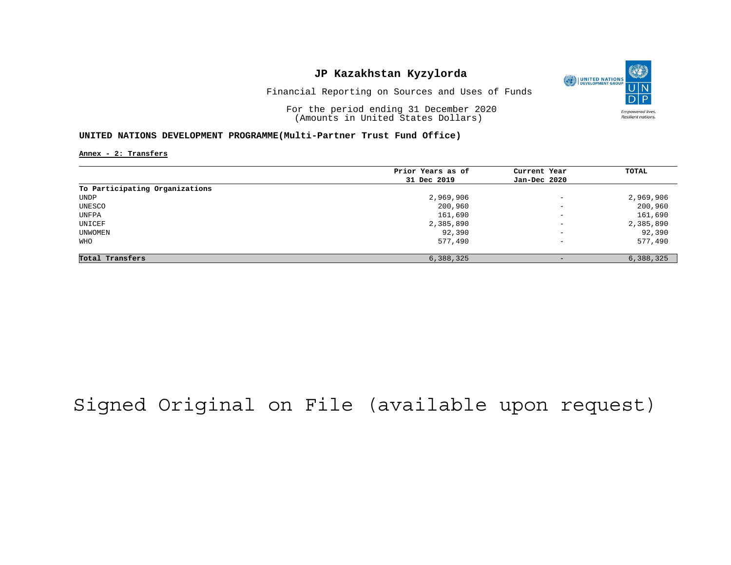# JP Kazakhstan Kyzylorda

Financial Reporting on Sources and Uses of Funds

For the period ending 31 December 2020
(Amounts in United States Dollars)

**UNITED NATIONS DEVELOPMENT PROGRAMME(Multi-Partner Trust Fund Office)**

**Annex - 2: Transfers**

| | Prior Years as of 31 Dec 2019 | Current Year Jan-Dec 2020 | TOTAL |
|---|---|---|---|
| **To Participating Organizations** | | | |
| UNDP | 2,969,906 | - | 2,969,906 |
| UNESCO | 200,960 | - | 200,960 |
| UNFPA | 161,690 | - | 161,690 |
| UNICEF | 2,385,890 | - | 2,385,890 |
| UNWOMEN | 92,390 | - | 92,390 |
| WHO | 577,490 | - | 577,490 |
| **Total Transfers** | 6,388,325 | - | 6,388,325 |

Signed Original on File (available upon request)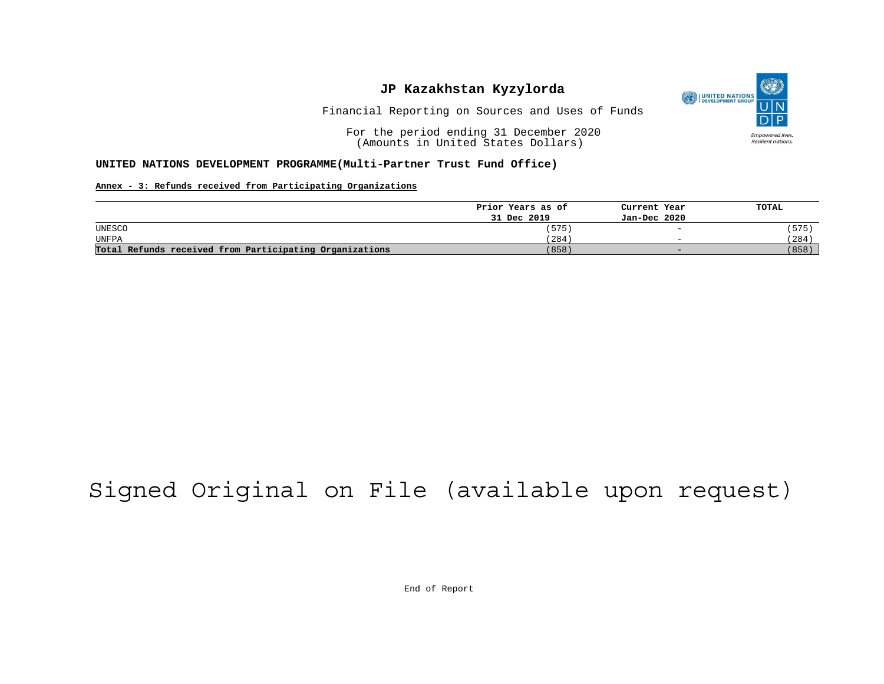# JP Kazakhstan Kyzylorda

Financial Reporting on Sources and Uses of Funds

For the period ending 31 December 2020
(Amounts in United States Dollars)

**UNITED NATIONS DEVELOPMENT PROGRAMME(Multi-Partner Trust Fund Office)**

**Annex - 3: Refunds received from Participating Organizations**

| | Prior Years as of 31 Dec 2019 | Current Year Jan-Dec 2020 | TOTAL |
|---|---|---|---|
| UNESCO | (575) | - | (575) |
| UNFPA | (284) | - | (284) |
| **Total Refunds received from Participating Organizations** | (858) | - | (858) |

Signed Original on File (available upon request)

End of Report